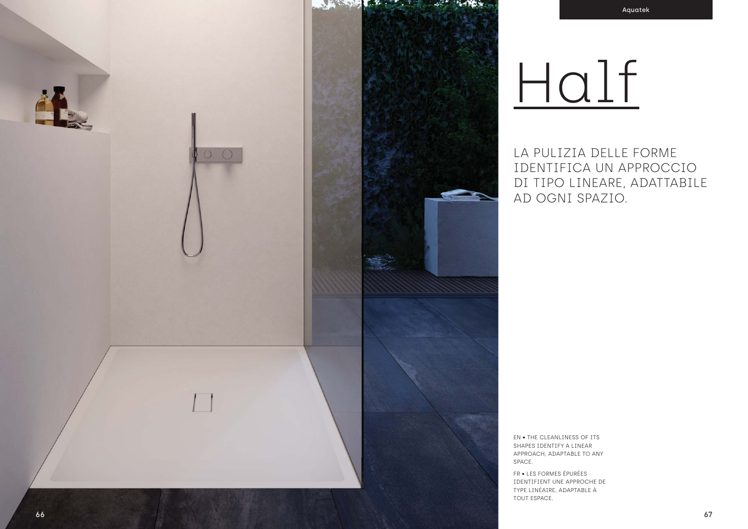Aquatek

# Half

## LA PULIZIA DELLE FORME IDENTIFICA UN APPROCCIO DI TIPO LINEARE, ADATTABILE AD OGNI SPAZIO.

EN • THE CLEANLINESS OF ITS SHAPES IDENTIFY A LINEAR APPROACH, ADAPTABLE TO ANY SPACE.

FR • LES FORMES ÉPURÉES IDENTIFIENT UNE APPROCHE DE TYPE LINÉAIRE, ADAPTABLE À TOUT ESPACE.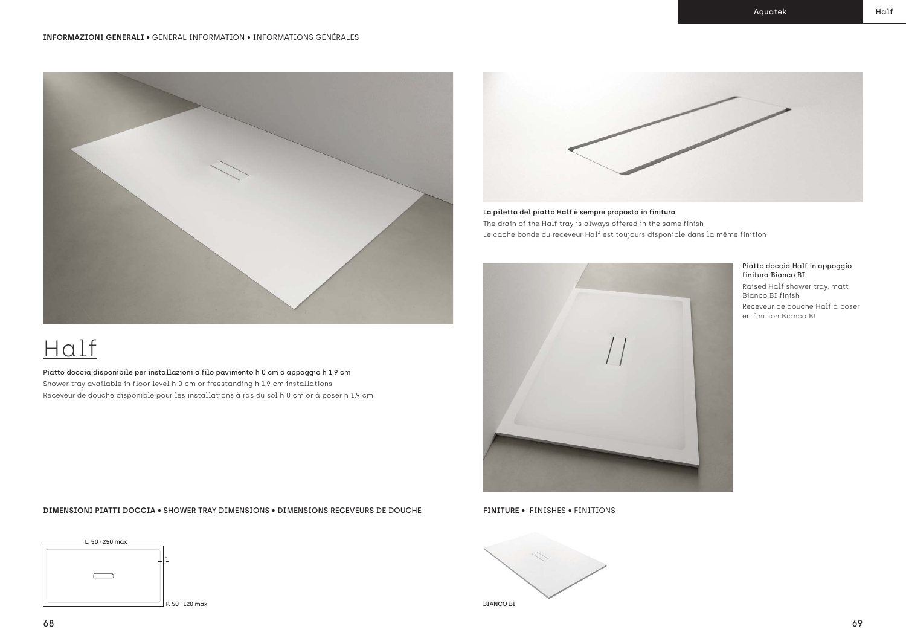**INFORMAZIONI GENERALI** • GENERAL INFORMATION • INFORMATIONS GÉNÉRALES

# Half

**Piatto doccia disponibile per installazioni a filo pavimento h 0 cm o appoggio h 1,9 cm**

Shower tray available in floor level h 0 cm or freestanding h 1,9 cm installations

Receveur de douche disponible pour les installations à ras du sol h 0 cm or à poser h 1,9 cm

**La piletta del piatto Half è sempre proposta in finitura**

The drain of the Half tray is always offered in the same finish

Le cache bonde du receveur Half est toujours disponible dans la même finition

Piatto doccia Half in appoggio finitura Bianco BI

Raised Half shower tray, matt Bianco BI finish

Receveur de douche Half à poser en finition Bianco BI

**DIMENSIONI PIATTI DOCCIA** • SHOWER TRAY DIMENSIONS • DIMENSIONS RECEVEURS DE DOUCHE

L. 50 - 250 max

5

P. 50 - 120 max

**FINITURE** • FINISHES • FINITIONS

BIANCO BI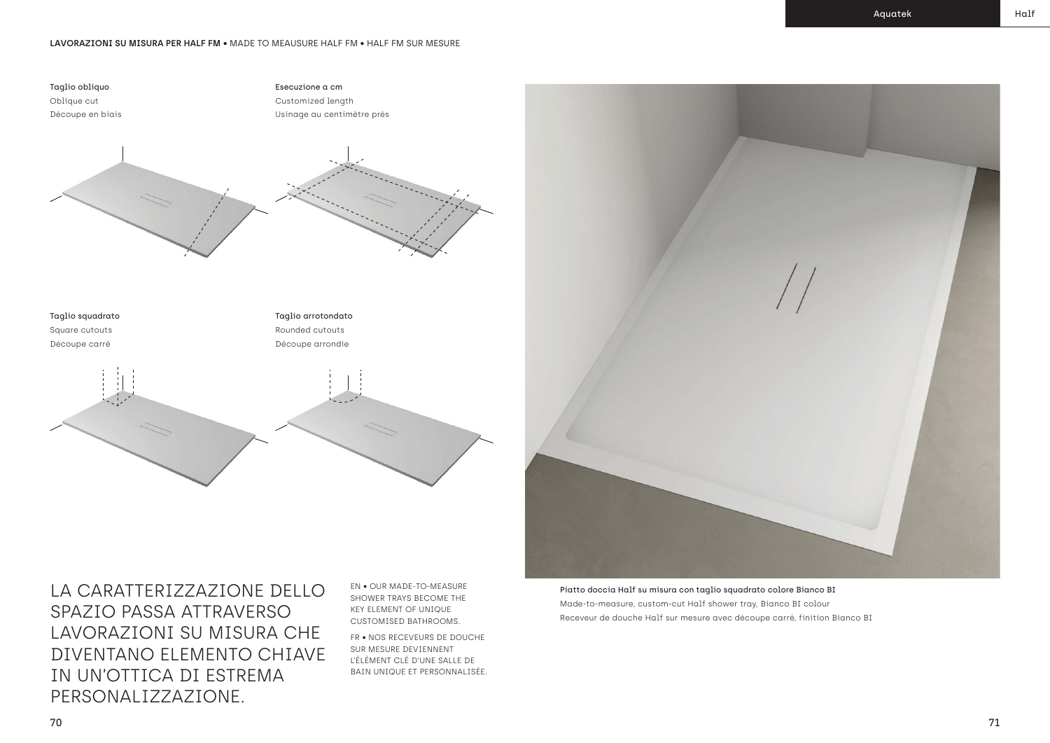**LAVORAZIONI SU MISURA PER HALF FM** • MADE TO MEAUSURE HALF FM • HALF FM SUR MESURE

Taglio obliquo
Oblique cut
Découpe en biais

Esecuzione a cm
Customized length
Usinage au centimètre près

Taglio squadrato
Square cutouts
Découpe carré

Taglio arrotondato
Rounded cutouts
Découpe arrondie

# LA CARATTERIZZAZIONE DELLO SPAZIO PASSA ATTRAVERSO LAVORAZIONI SU MISURA CHE DIVENTANO ELEMENTO CHIAVE IN UN'OTTICA DI ESTREMA PERSONALIZZAZIONE.

EN • OUR MADE-TO-MEASURE SHOWER TRAYS BECOME THE KEY ELEMENT OF UNIQUE CUSTOMISED BATHROOMS.

FR • NOS RECEVEURS DE DOUCHE SUR MESURE DEVIENNENT L'ÉLÉMENT CLÉ D'UNE SALLE DE BAIN UNIQUE ET PERSONNALISÉE.

Piatto doccia Half su misura con taglio squadrato colore Bianco BI
Made-to-measure, custom-cut Half shower tray, Bianco BI colour
Receveur de douche Half sur mesure avec découpe carré, finition Bianco BI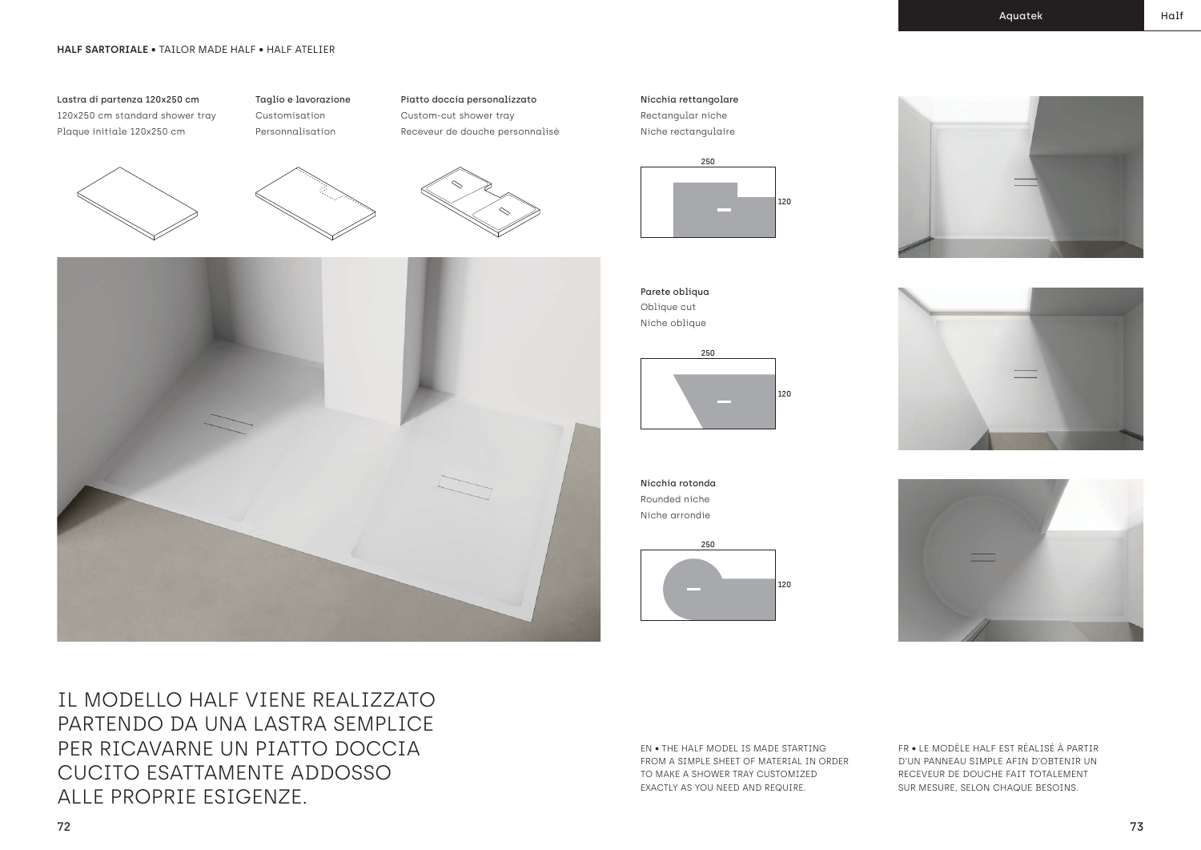**HALF SARTORIALE** • TAILOR MADE HALF • HALF ATELIER

Lastra di partenza 120x250 cm
120x250 cm standard shower tray
Plaque initiale 120x250 cm

Taglio e lavorazione
Customisation
Personnalisation

Piatto doccia personalizzato
Custom-cut shower tray
Receveur de douche personnalisé

Nicchia rettangolare
Rectangular niche
Niche rectangulaire

250
120

Parete obliqua
Oblique cut
Niche oblique

250
120

Nicchia rotonda
Rounded niche
Niche arrondie

250
120

IL MODELLO HALF VIENE REALIZZATO PARTENDO DA UNA LASTRA SEMPLICE PER RICAVARNE UN PIATTO DOCCIA CUCITO ESATTAMENTE ADDOSSO ALLE PROPRIE ESIGENZE.

EN • THE HALF MODEL IS MADE STARTING FROM A SIMPLE SHEET OF MATERIAL IN ORDER TO MAKE A SHOWER TRAY CUSTOMIZED EXACTLY AS YOU NEED AND REQUIRE.

FR • LE MODÈLE HALF EST RÉALISÉ À PARTIR D'UN PANNEAU SIMPLE AFIN D'OBTENIR UN RECEVEUR DE DOUCHE FAIT TOTALEMENT SUR MESURE, SELON CHAQUE BESOINS.